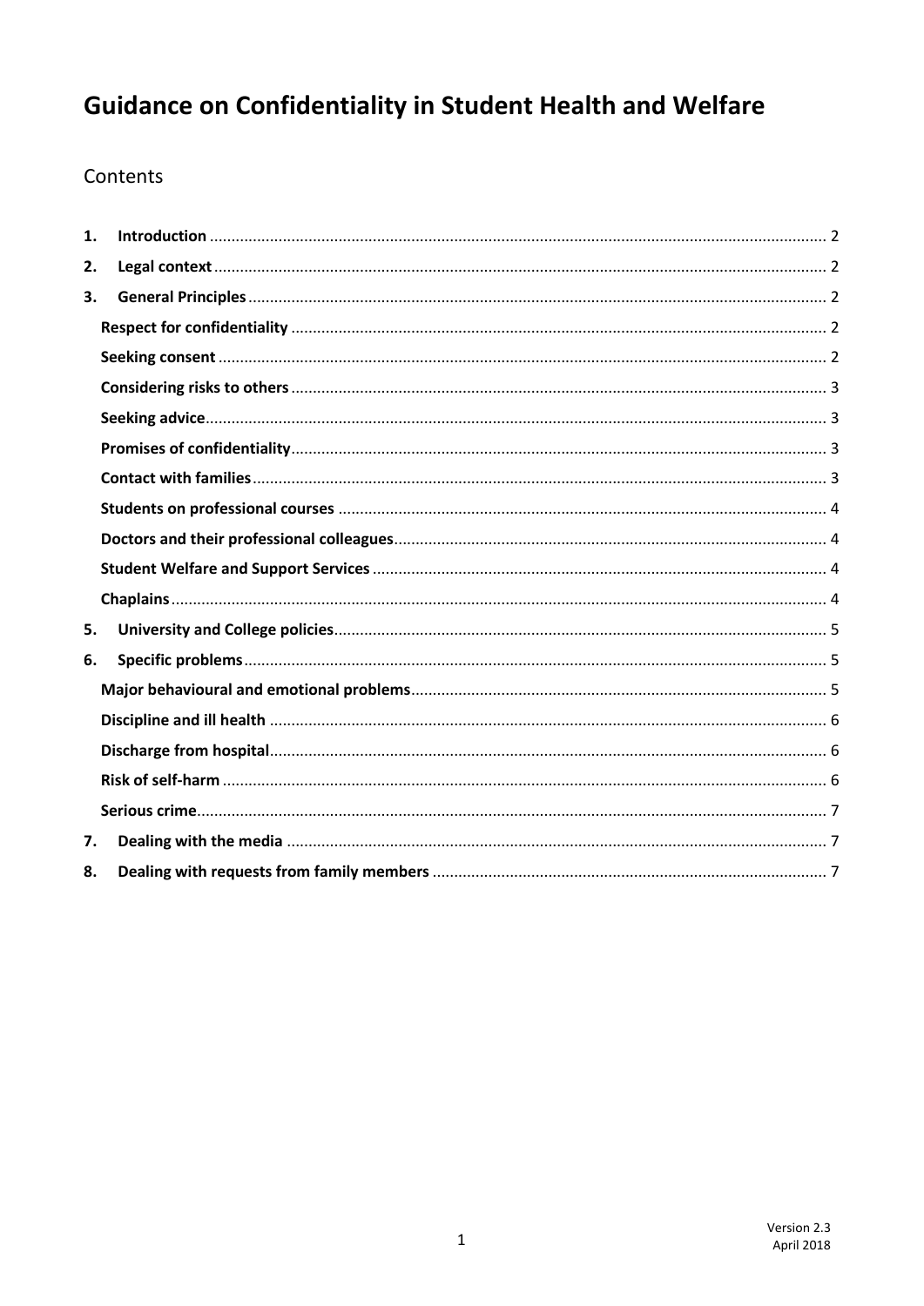# Guidance on Confidentiality in Student Health and Welfare

## Contents

1. **Introduction** .......... 2
2. **Legal context** .......... 2
3. **General Principles** .......... 2
   - **Respect for confidentiality** .......... 2
   - **Seeking consent** .......... 2
   - **Considering risks to others** .......... 3
   - **Seeking advice** .......... 3
   - **Promises of confidentiality** .......... 3
   - **Contact with families** .......... 3
   - **Students on professional courses** .......... 4
   - **Doctors and their professional colleagues** .......... 4
   - **Student Welfare and Support Services** .......... 4
   - **Chaplains** .......... 4
5. **University and College policies** .......... 5
6. **Specific problems** .......... 5
   - **Major behavioural and emotional problems** .......... 5
   - **Discipline and ill health** .......... 6
   - **Discharge from hospital** .......... 6
   - **Risk of self-harm** .......... 6
   - **Serious crime** .......... 7
7. **Dealing with the media** .......... 7
8. **Dealing with requests from family members** .......... 7

Version 2.3
April 2018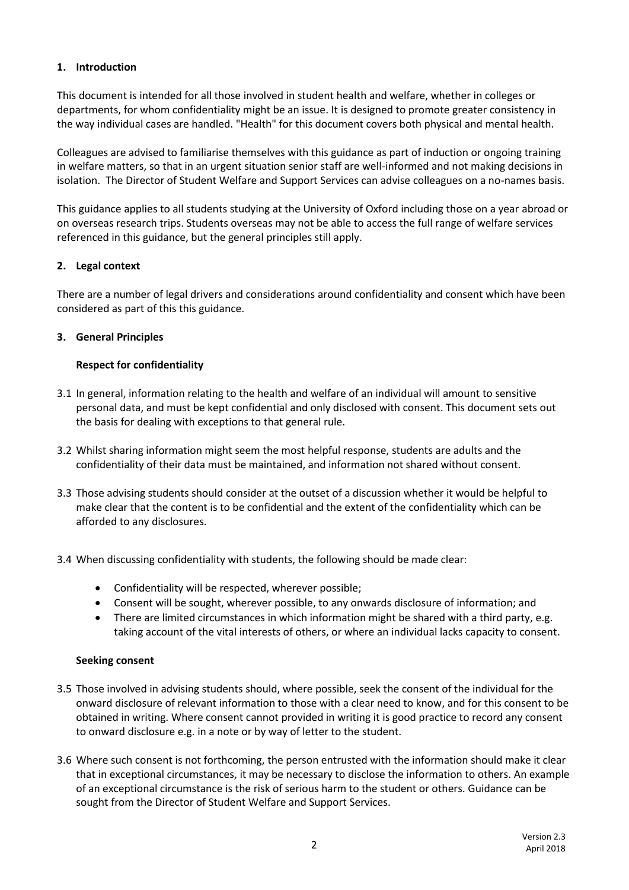## 1. Introduction

This document is intended for all those involved in student health and welfare, whether in colleges or departments, for whom confidentiality might be an issue. It is designed to promote greater consistency in the way individual cases are handled. "Health" for this document covers both physical and mental health.

Colleagues are advised to familiarise themselves with this guidance as part of induction or ongoing training in welfare matters, so that in an urgent situation senior staff are well-informed and not making decisions in isolation. The Director of Student Welfare and Support Services can advise colleagues on a no-names basis.

This guidance applies to all students studying at the University of Oxford including those on a year abroad or on overseas research trips. Students overseas may not be able to access the full range of welfare services referenced in this guidance, but the general principles still apply.

## 2. Legal context

There are a number of legal drivers and considerations around confidentiality and consent which have been considered as part of this this guidance.

## 3. General Principles

### Respect for confidentiality

3.1 In general, information relating to the health and welfare of an individual will amount to sensitive personal data, and must be kept confidential and only disclosed with consent. This document sets out the basis for dealing with exceptions to that general rule.

3.2 Whilst sharing information might seem the most helpful response, students are adults and the confidentiality of their data must be maintained, and information not shared without consent.

3.3 Those advising students should consider at the outset of a discussion whether it would be helpful to make clear that the content is to be confidential and the extent of the confidentiality which can be afforded to any disclosures.

3.4 When discussing confidentiality with students, the following should be made clear:

- Confidentiality will be respected, wherever possible;
- Consent will be sought, wherever possible, to any onwards disclosure of information; and
- There are limited circumstances in which information might be shared with a third party, e.g. taking account of the vital interests of others, or where an individual lacks capacity to consent.

### Seeking consent

3.5 Those involved in advising students should, where possible, seek the consent of the individual for the onward disclosure of relevant information to those with a clear need to know, and for this consent to be obtained in writing. Where consent cannot provided in writing it is good practice to record any consent to onward disclosure e.g. in a note or by way of letter to the student.

3.6 Where such consent is not forthcoming, the person entrusted with the information should make it clear that in exceptional circumstances, it may be necessary to disclose the information to others. An example of an exceptional circumstance is the risk of serious harm to the student or others. Guidance can be sought from the Director of Student Welfare and Support Services.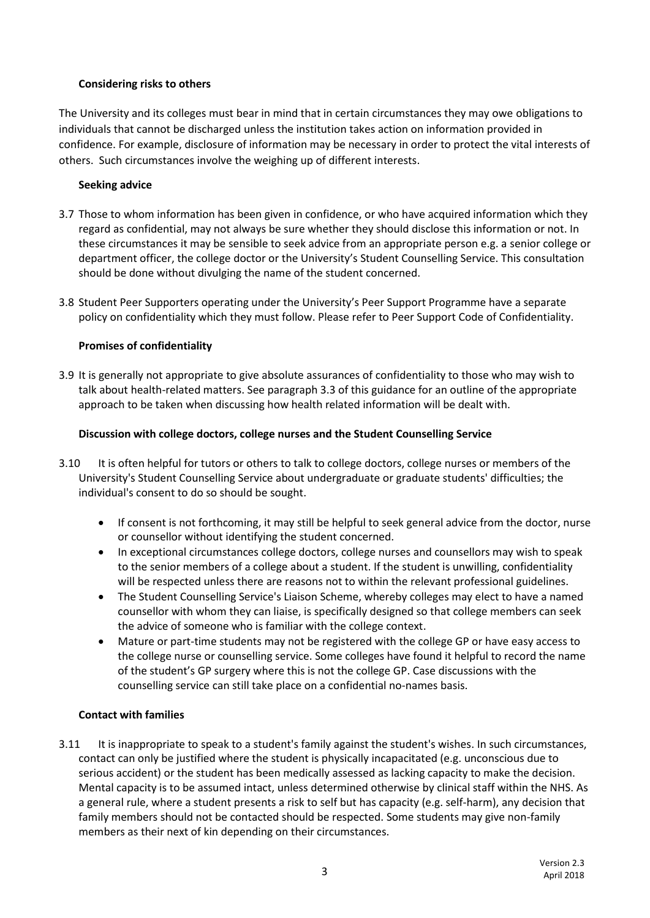### Considering risks to others

The University and its colleges must bear in mind that in certain circumstances they may owe obligations to individuals that cannot be discharged unless the institution takes action on information provided in confidence. For example, disclosure of information may be necessary in order to protect the vital interests of others. Such circumstances involve the weighing up of different interests.

### Seeking advice

3.7 Those to whom information has been given in confidence, or who have acquired information which they regard as confidential, may not always be sure whether they should disclose this information or not. In these circumstances it may be sensible to seek advice from an appropriate person e.g. a senior college or department officer, the college doctor or the University's Student Counselling Service. This consultation should be done without divulging the name of the student concerned.

3.8 Student Peer Supporters operating under the University's Peer Support Programme have a separate policy on confidentiality which they must follow. Please refer to Peer Support Code of Confidentiality.

### Promises of confidentiality

3.9 It is generally not appropriate to give absolute assurances of confidentiality to those who may wish to talk about health-related matters. See paragraph 3.3 of this guidance for an outline of the appropriate approach to be taken when discussing how health related information will be dealt with.

### Discussion with college doctors, college nurses and the Student Counselling Service

3.10 It is often helpful for tutors or others to talk to college doctors, college nurses or members of the University's Student Counselling Service about undergraduate or graduate students' difficulties; the individual's consent to do so should be sought.

- If consent is not forthcoming, it may still be helpful to seek general advice from the doctor, nurse or counsellor without identifying the student concerned.
- In exceptional circumstances college doctors, college nurses and counsellors may wish to speak to the senior members of a college about a student. If the student is unwilling, confidentiality will be respected unless there are reasons not to within the relevant professional guidelines.
- The Student Counselling Service's Liaison Scheme, whereby colleges may elect to have a named counsellor with whom they can liaise, is specifically designed so that college members can seek the advice of someone who is familiar with the college context.
- Mature or part-time students may not be registered with the college GP or have easy access to the college nurse or counselling service. Some colleges have found it helpful to record the name of the student's GP surgery where this is not the college GP. Case discussions with the counselling service can still take place on a confidential no-names basis.

### Contact with families

3.11 It is inappropriate to speak to a student's family against the student's wishes. In such circumstances, contact can only be justified where the student is physically incapacitated (e.g. unconscious due to serious accident) or the student has been medically assessed as lacking capacity to make the decision. Mental capacity is to be assumed intact, unless determined otherwise by clinical staff within the NHS. As a general rule, where a student presents a risk to self but has capacity (e.g. self-harm), any decision that family members should not be contacted should be respected. Some students may give non-family members as their next of kin depending on their circumstances.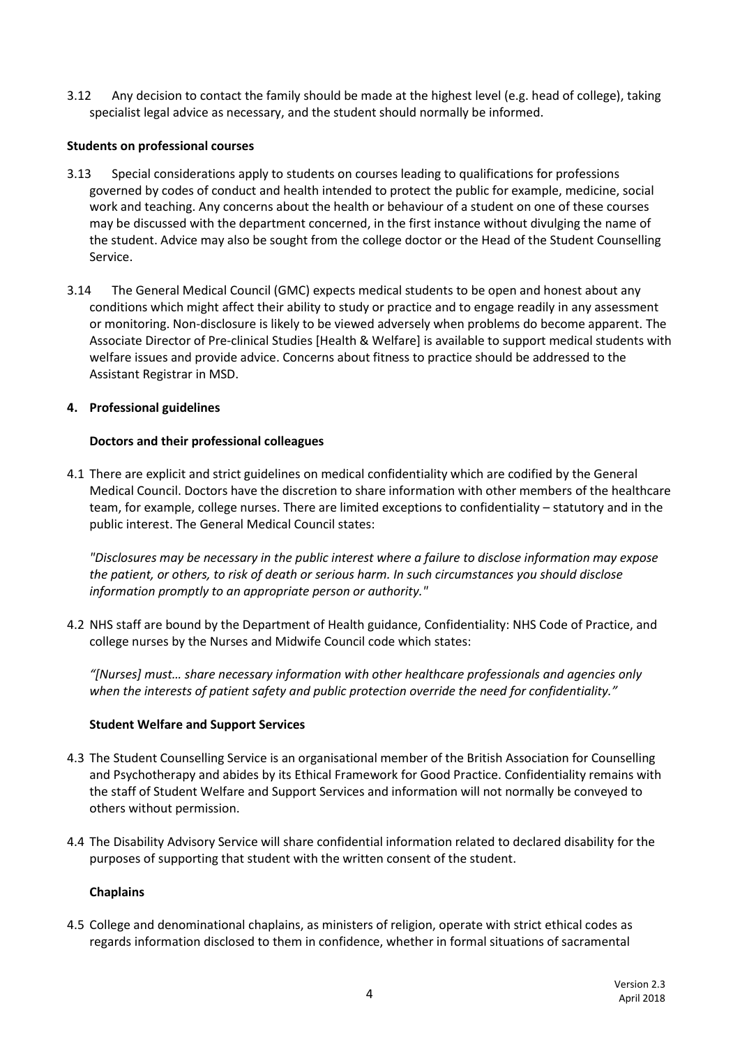3.12 Any decision to contact the family should be made at the highest level (e.g. head of college), taking specialist legal advice as necessary, and the student should normally be informed.

**Students on professional courses**

3.13 Special considerations apply to students on courses leading to qualifications for professions governed by codes of conduct and health intended to protect the public for example, medicine, social work and teaching. Any concerns about the health or behaviour of a student on one of these courses may be discussed with the department concerned, in the first instance without divulging the name of the student. Advice may also be sought from the college doctor or the Head of the Student Counselling Service.

3.14 The General Medical Council (GMC) expects medical students to be open and honest about any conditions which might affect their ability to study or practice and to engage readily in any assessment or monitoring. Non-disclosure is likely to be viewed adversely when problems do become apparent. The Associate Director of Pre-clinical Studies [Health & Welfare] is available to support medical students with welfare issues and provide advice. Concerns about fitness to practice should be addressed to the Assistant Registrar in MSD.

## 4. Professional guidelines

### Doctors and their professional colleagues

4.1 There are explicit and strict guidelines on medical confidentiality which are codified by the General Medical Council. Doctors have the discretion to share information with other members of the healthcare team, for example, college nurses. There are limited exceptions to confidentiality – statutory and in the public interest. The General Medical Council states:

*"Disclosures may be necessary in the public interest where a failure to disclose information may expose the patient, or others, to risk of death or serious harm. In such circumstances you should disclose information promptly to an appropriate person or authority."*

4.2 NHS staff are bound by the Department of Health guidance, Confidentiality: NHS Code of Practice, and college nurses by the Nurses and Midwife Council code which states:

*"[Nurses] must… share necessary information with other healthcare professionals and agencies only when the interests of patient safety and public protection override the need for confidentiality."*

### Student Welfare and Support Services

4.3 The Student Counselling Service is an organisational member of the British Association for Counselling and Psychotherapy and abides by its Ethical Framework for Good Practice. Confidentiality remains with the staff of Student Welfare and Support Services and information will not normally be conveyed to others without permission.

4.4 The Disability Advisory Service will share confidential information related to declared disability for the purposes of supporting that student with the written consent of the student.

### Chaplains

4.5 College and denominational chaplains, as ministers of religion, operate with strict ethical codes as regards information disclosed to them in confidence, whether in formal situations of sacramental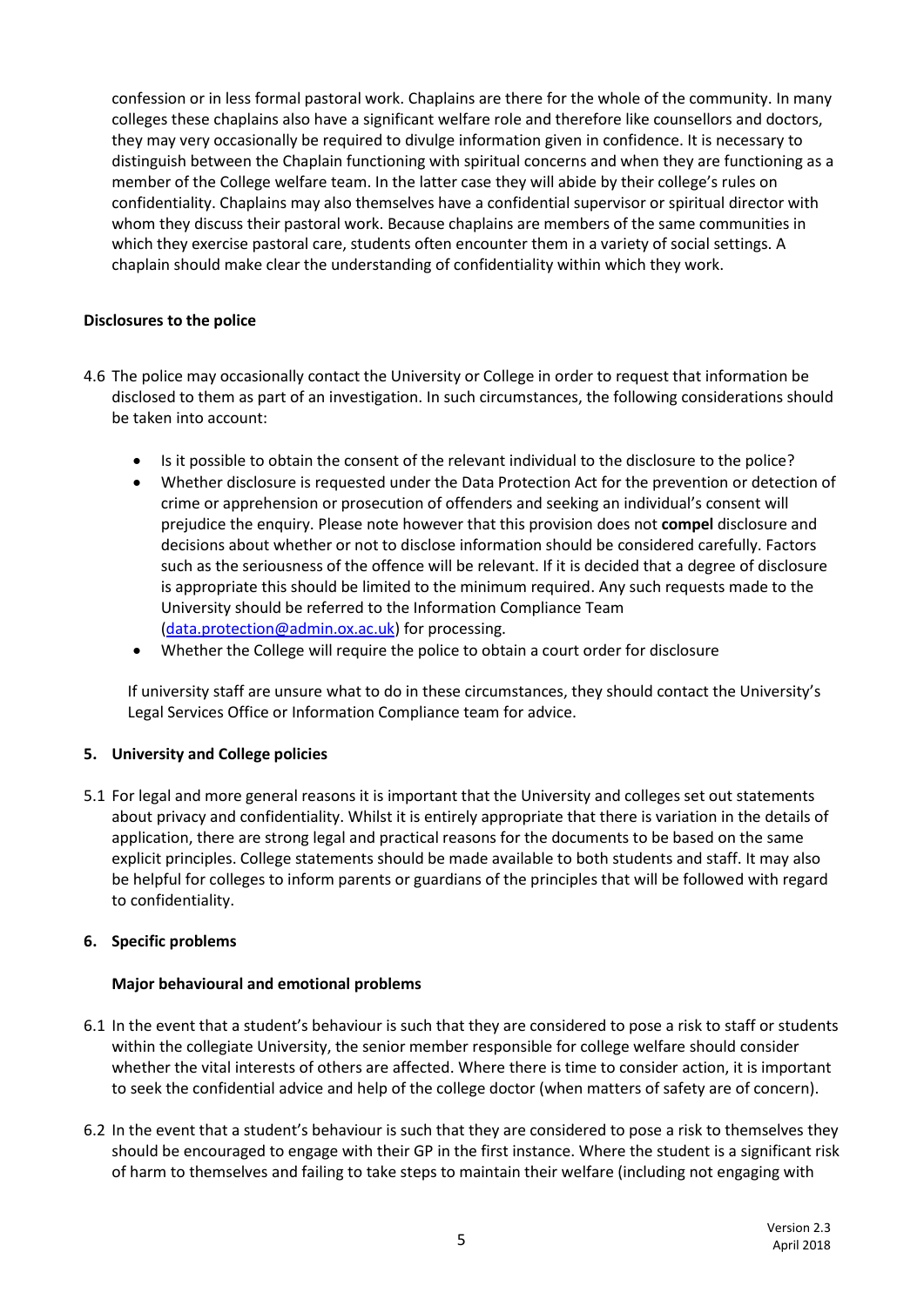confession or in less formal pastoral work. Chaplains are there for the whole of the community. In many colleges these chaplains also have a significant welfare role and therefore like counsellors and doctors, they may very occasionally be required to divulge information given in confidence. It is necessary to distinguish between the Chaplain functioning with spiritual concerns and when they are functioning as a member of the College welfare team. In the latter case they will abide by their college's rules on confidentiality. Chaplains may also themselves have a confidential supervisor or spiritual director with whom they discuss their pastoral work. Because chaplains are members of the same communities in which they exercise pastoral care, students often encounter them in a variety of social settings. A chaplain should make clear the understanding of confidentiality within which they work.

**Disclosures to the police**

4.6 The police may occasionally contact the University or College in order to request that information be disclosed to them as part of an investigation. In such circumstances, the following considerations should be taken into account:

- Is it possible to obtain the consent of the relevant individual to the disclosure to the police?
- Whether disclosure is requested under the Data Protection Act for the prevention or detection of crime or apprehension or prosecution of offenders and seeking an individual's consent will prejudice the enquiry. Please note however that this provision does not **compel** disclosure and decisions about whether or not to disclose information should be considered carefully. Factors such as the seriousness of the offence will be relevant. If it is decided that a degree of disclosure is appropriate this should be limited to the minimum required. Any such requests made to the University should be referred to the Information Compliance Team ([data.protection@admin.ox.ac.uk](mailto:data.protection@admin.ox.ac.uk)) for processing.
- Whether the College will require the police to obtain a court order for disclosure

If university staff are unsure what to do in these circumstances, they should contact the University's Legal Services Office or Information Compliance team for advice.

## 5. University and College policies

5.1 For legal and more general reasons it is important that the University and colleges set out statements about privacy and confidentiality. Whilst it is entirely appropriate that there is variation in the details of application, there are strong legal and practical reasons for the documents to be based on the same explicit principles. College statements should be made available to both students and staff. It may also be helpful for colleges to inform parents or guardians of the principles that will be followed with regard to confidentiality.

## 6. Specific problems

**Major behavioural and emotional problems**

6.1 In the event that a student's behaviour is such that they are considered to pose a risk to staff or students within the collegiate University, the senior member responsible for college welfare should consider whether the vital interests of others are affected. Where there is time to consider action, it is important to seek the confidential advice and help of the college doctor (when matters of safety are of concern).

6.2 In the event that a student's behaviour is such that they are considered to pose a risk to themselves they should be encouraged to engage with their GP in the first instance. Where the student is a significant risk of harm to themselves and failing to take steps to maintain their welfare (including not engaging with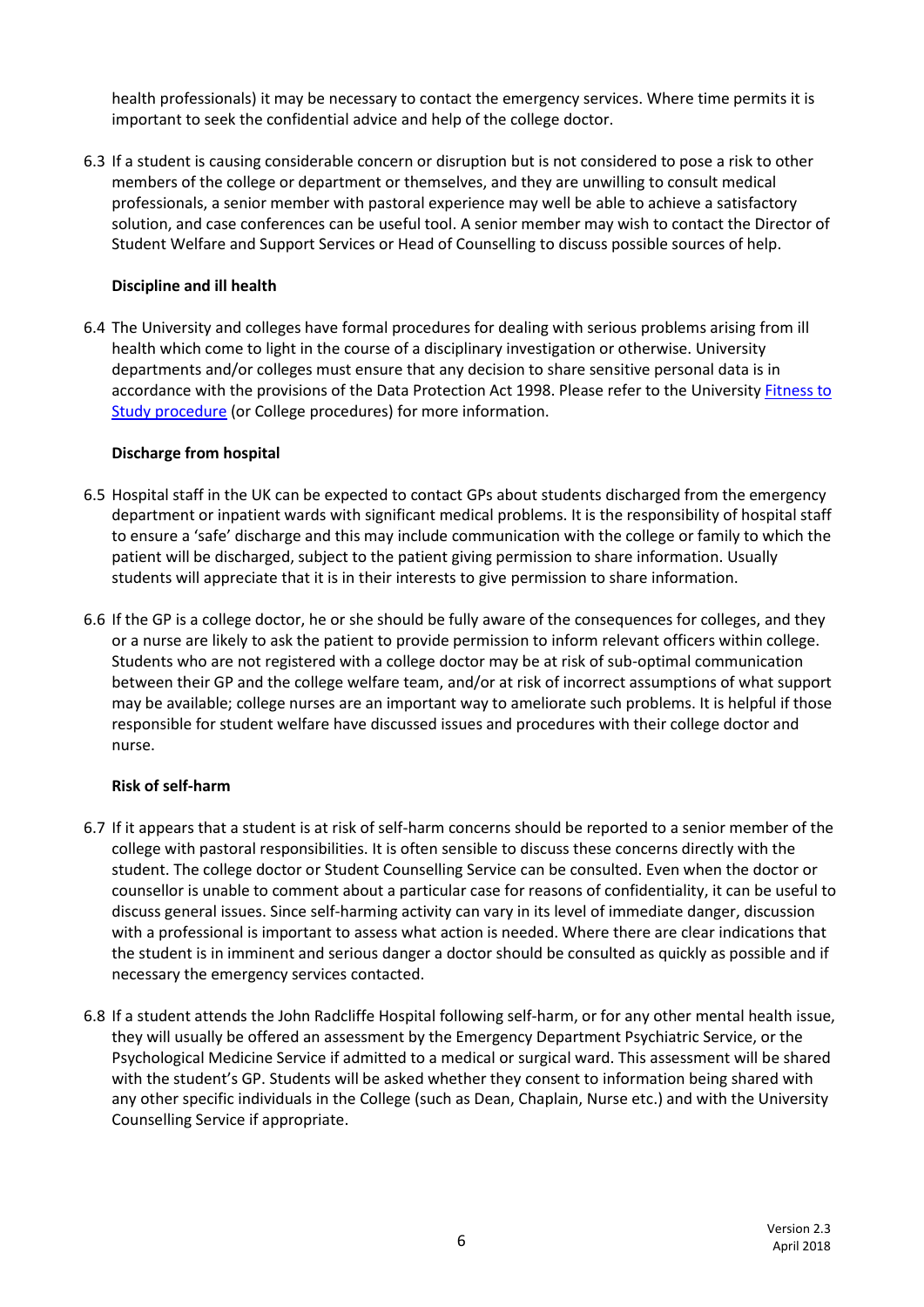health professionals) it may be necessary to contact the emergency services. Where time permits it is important to seek the confidential advice and help of the college doctor.

6.3 If a student is causing considerable concern or disruption but is not considered to pose a risk to other members of the college or department or themselves, and they are unwilling to consult medical professionals, a senior member with pastoral experience may well be able to achieve a satisfactory solution, and case conferences can be useful tool. A senior member may wish to contact the Director of Student Welfare and Support Services or Head of Counselling to discuss possible sources of help.

**Discipline and ill health**

6.4 The University and colleges have formal procedures for dealing with serious problems arising from ill health which come to light in the course of a disciplinary investigation or otherwise. University departments and/or colleges must ensure that any decision to share sensitive personal data is in accordance with the provisions of the Data Protection Act 1998. Please refer to the University Fitness to Study procedure (or College procedures) for more information.

**Discharge from hospital**

6.5 Hospital staff in the UK can be expected to contact GPs about students discharged from the emergency department or inpatient wards with significant medical problems. It is the responsibility of hospital staff to ensure a 'safe' discharge and this may include communication with the college or family to which the patient will be discharged, subject to the patient giving permission to share information. Usually students will appreciate that it is in their interests to give permission to share information.

6.6 If the GP is a college doctor, he or she should be fully aware of the consequences for colleges, and they or a nurse are likely to ask the patient to provide permission to inform relevant officers within college. Students who are not registered with a college doctor may be at risk of sub-optimal communication between their GP and the college welfare team, and/or at risk of incorrect assumptions of what support may be available; college nurses are an important way to ameliorate such problems. It is helpful if those responsible for student welfare have discussed issues and procedures with their college doctor and nurse.

**Risk of self-harm**

6.7 If it appears that a student is at risk of self-harm concerns should be reported to a senior member of the college with pastoral responsibilities. It is often sensible to discuss these concerns directly with the student. The college doctor or Student Counselling Service can be consulted. Even when the doctor or counsellor is unable to comment about a particular case for reasons of confidentiality, it can be useful to discuss general issues. Since self-harming activity can vary in its level of immediate danger, discussion with a professional is important to assess what action is needed. Where there are clear indications that the student is in imminent and serious danger a doctor should be consulted as quickly as possible and if necessary the emergency services contacted.

6.8 If a student attends the John Radcliffe Hospital following self-harm, or for any other mental health issue, they will usually be offered an assessment by the Emergency Department Psychiatric Service, or the Psychological Medicine Service if admitted to a medical or surgical ward. This assessment will be shared with the student's GP. Students will be asked whether they consent to information being shared with any other specific individuals in the College (such as Dean, Chaplain, Nurse etc.) and with the University Counselling Service if appropriate.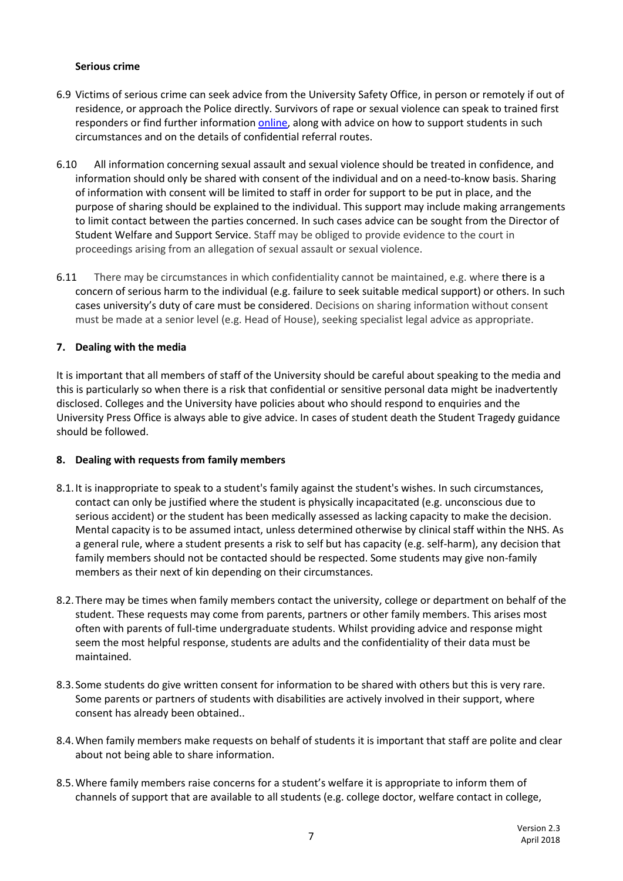**Serious crime**

6.9 Victims of serious crime can seek advice from the University Safety Office, in person or remotely if out of residence, or approach the Police directly. Survivors of rape or sexual violence can speak to trained first responders or find further information [online](), along with advice on how to support students in such circumstances and on the details of confidential referral routes.

6.10 All information concerning sexual assault and sexual violence should be treated in confidence, and information should only be shared with consent of the individual and on a need-to-know basis. Sharing of information with consent will be limited to staff in order for support to be put in place, and the purpose of sharing should be explained to the individual. This support may include making arrangements to limit contact between the parties concerned. In such cases advice can be sought from the Director of Student Welfare and Support Service. Staff may be obliged to provide evidence to the court in proceedings arising from an allegation of sexual assault or sexual violence.

6.11 There may be circumstances in which confidentiality cannot be maintained, e.g. where there is a concern of serious harm to the individual (e.g. failure to seek suitable medical support) or others. In such cases university's duty of care must be considered. Decisions on sharing information without consent must be made at a senior level (e.g. Head of House), seeking specialist legal advice as appropriate.

## 7. Dealing with the media

It is important that all members of staff of the University should be careful about speaking to the media and this is particularly so when there is a risk that confidential or sensitive personal data might be inadvertently disclosed. Colleges and the University have policies about who should respond to enquiries and the University Press Office is always able to give advice. In cases of student death the Student Tragedy guidance should be followed.

## 8. Dealing with requests from family members

8.1. It is inappropriate to speak to a student's family against the student's wishes. In such circumstances, contact can only be justified where the student is physically incapacitated (e.g. unconscious due to serious accident) or the student has been medically assessed as lacking capacity to make the decision. Mental capacity is to be assumed intact, unless determined otherwise by clinical staff within the NHS. As a general rule, where a student presents a risk to self but has capacity (e.g. self-harm), any decision that family members should not be contacted should be respected. Some students may give non-family members as their next of kin depending on their circumstances.

8.2. There may be times when family members contact the university, college or department on behalf of the student. These requests may come from parents, partners or other family members. This arises most often with parents of full-time undergraduate students. Whilst providing advice and response might seem the most helpful response, students are adults and the confidentiality of their data must be maintained.

8.3. Some students do give written consent for information to be shared with others but this is very rare. Some parents or partners of students with disabilities are actively involved in their support, where consent has already been obtained..

8.4. When family members make requests on behalf of students it is important that staff are polite and clear about not being able to share information.

8.5. Where family members raise concerns for a student's welfare it is appropriate to inform them of channels of support that are available to all students (e.g. college doctor, welfare contact in college,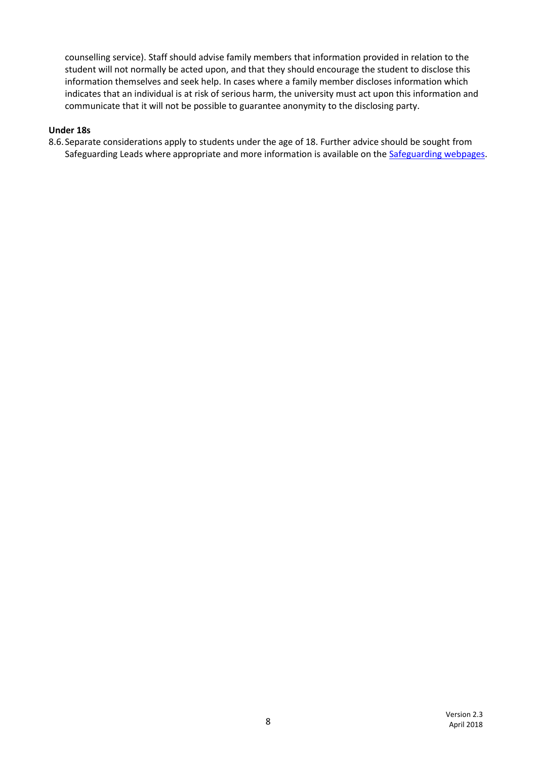counselling service). Staff should advise family members that information provided in relation to the student will not normally be acted upon, and that they should encourage the student to disclose this information themselves and seek help. In cases where a family member discloses information which indicates that an individual is at risk of serious harm, the university must act upon this information and communicate that it will not be possible to guarantee anonymity to the disclosing party.

**Under 18s**

8.6. Separate considerations apply to students under the age of 18. Further advice should be sought from Safeguarding Leads where appropriate and more information is available on the Safeguarding webpages.

Version 2.3
April 2018